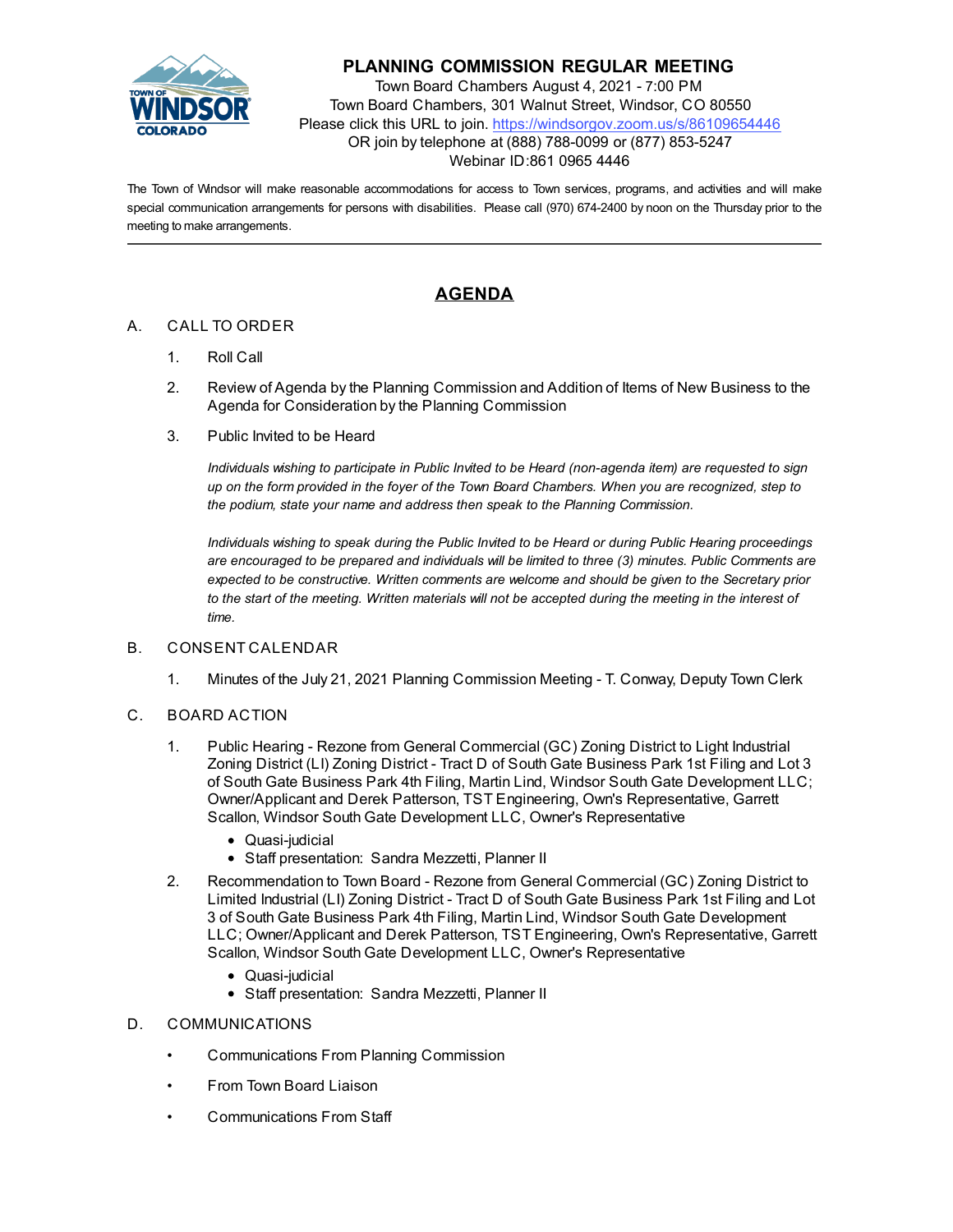# PLANNING COMMISSION REGULAR MEETING

Town Board Chambers August 4, 2021 - 7:00 PM
Town Board Chambers, 301 Walnut Street, Windsor, CO 80550
Please click this URL to join. https://windsorgov.zoom.us/s/86109654446
OR join by telephone at (888) 788-0099 or (877) 853-5247
Webinar ID:861 0965 4446

The Town of Windsor will make reasonable accommodations for access to Town services, programs, and activities and will make special communication arrangements for persons with disabilities. Please call (970) 674-2400 by noon on the Thursday prior to the meeting to make arrangements.

---

## AGENDA

A. CALL TO ORDER

1. Roll Call
2. Review of Agenda by the Planning Commission and Addition of Items of New Business to the Agenda for Consideration by the Planning Commission
3. Public Invited to be Heard

   *Individuals wishing to participate in Public Invited to be Heard (non-agenda item) are requested to sign up on the form provided in the foyer of the Town Board Chambers. When you are recognized, step to the podium, state your name and address then speak to the Planning Commission.*

   *Individuals wishing to speak during the Public Invited to be Heard or during Public Hearing proceedings are encouraged to be prepared and individuals will be limited to three (3) minutes. Public Comments are expected to be constructive. Written comments are welcome and should be given to the Secretary prior to the start of the meeting. Written materials will not be accepted during the meeting in the interest of time.*

B. CONSENT CALENDAR

1. Minutes of the July 21, 2021 Planning Commission Meeting - T. Conway, Deputy Town Clerk

C. BOARD ACTION

1. Public Hearing - Rezone from General Commercial (GC) Zoning District to Light Industrial Zoning District (LI) Zoning District - Tract D of South Gate Business Park 1st Filing and Lot 3 of South Gate Business Park 4th Filing, Martin Lind, Windsor South Gate Development LLC; Owner/Applicant and Derek Patterson, TST Engineering, Own's Representative, Garrett Scallon, Windsor South Gate Development LLC, Owner's Representative
   - Quasi-judicial
   - Staff presentation: Sandra Mezzetti, Planner II
2. Recommendation to Town Board - Rezone from General Commercial (GC) Zoning District to Limited Industrial (LI) Zoning District - Tract D of South Gate Business Park 1st Filing and Lot 3 of South Gate Business Park 4th Filing, Martin Lind, Windsor South Gate Development LLC; Owner/Applicant and Derek Patterson, TST Engineering, Own's Representative, Garrett Scallon, Windsor South Gate Development LLC, Owner's Representative
   - Quasi-judicial
   - Staff presentation: Sandra Mezzetti, Planner II

D. COMMUNICATIONS

- Communications From Planning Commission
- From Town Board Liaison
- Communications From Staff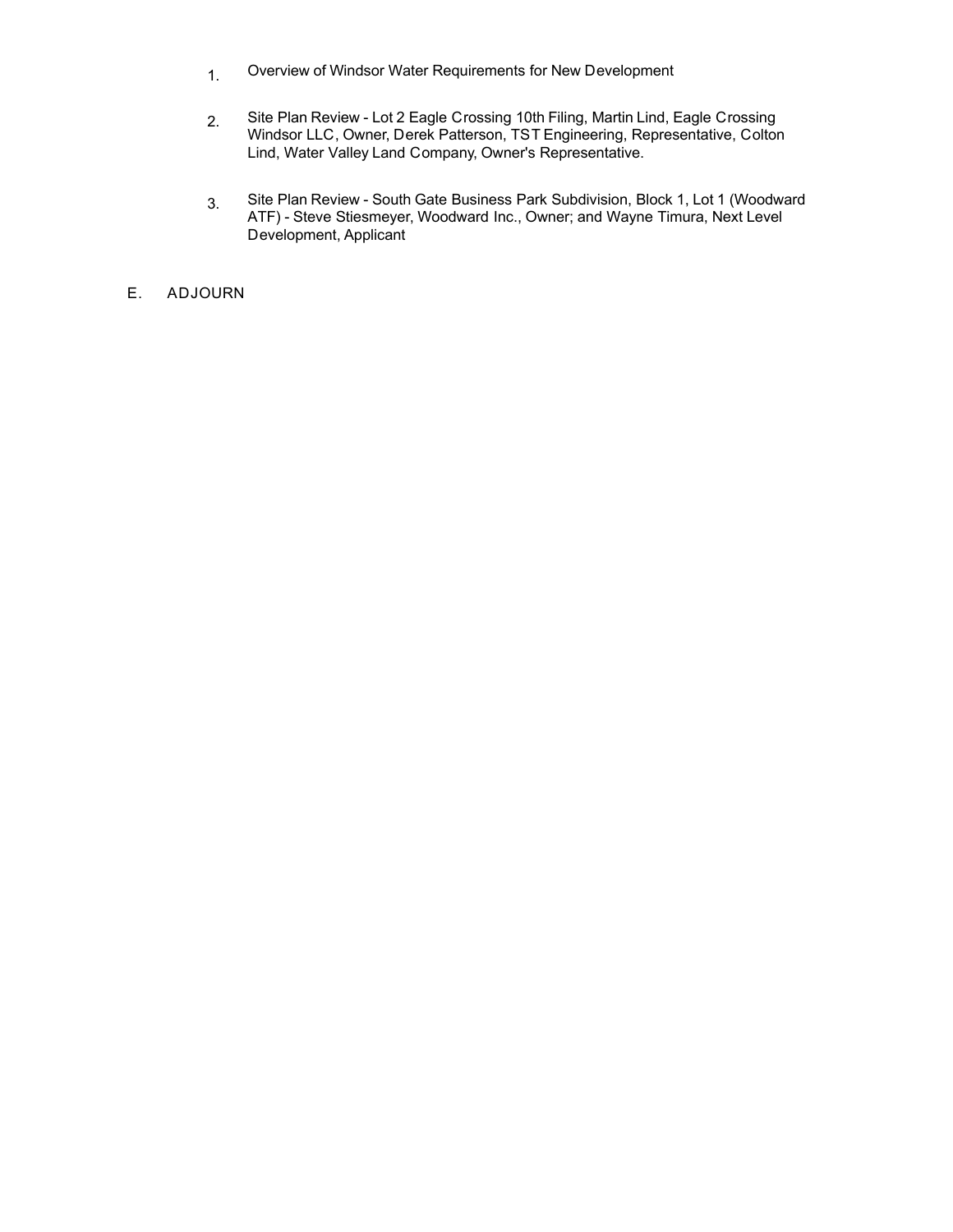1. Overview of Windsor Water Requirements for New Development

2. Site Plan Review - Lot 2 Eagle Crossing 10th Filing, Martin Lind, Eagle Crossing Windsor LLC, Owner, Derek Patterson, TST Engineering, Representative, Colton Lind, Water Valley Land Company, Owner's Representative.

3. Site Plan Review - South Gate Business Park Subdivision, Block 1, Lot 1 (Woodward ATF) - Steve Stiesmeyer, Woodward Inc., Owner; and Wayne Timura, Next Level Development, Applicant

E. ADJOURN